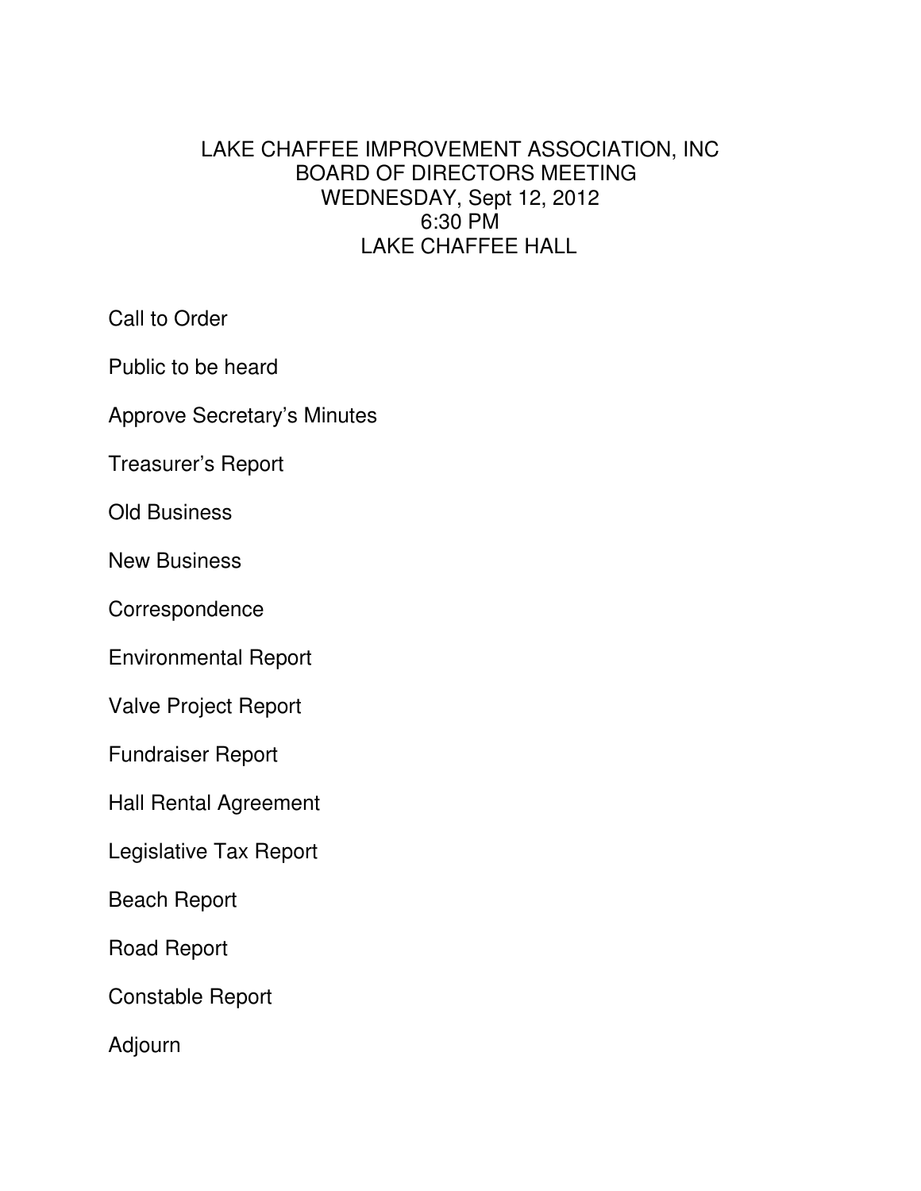# LAKE CHAFFEE IMPROVEMENT ASSOCIATION, INC
## BOARD OF DIRECTORS MEETING
## WEDNESDAY, Sept 12, 2012
## 6:30 PM
## LAKE CHAFFEE HALL

Call to Order

Public to be heard

Approve Secretary's Minutes

Treasurer's Report

Old Business

New Business

Correspondence

Environmental Report

Valve Project Report

Fundraiser Report

Hall Rental Agreement

Legislative Tax Report

Beach Report

Road Report

Constable Report

Adjourn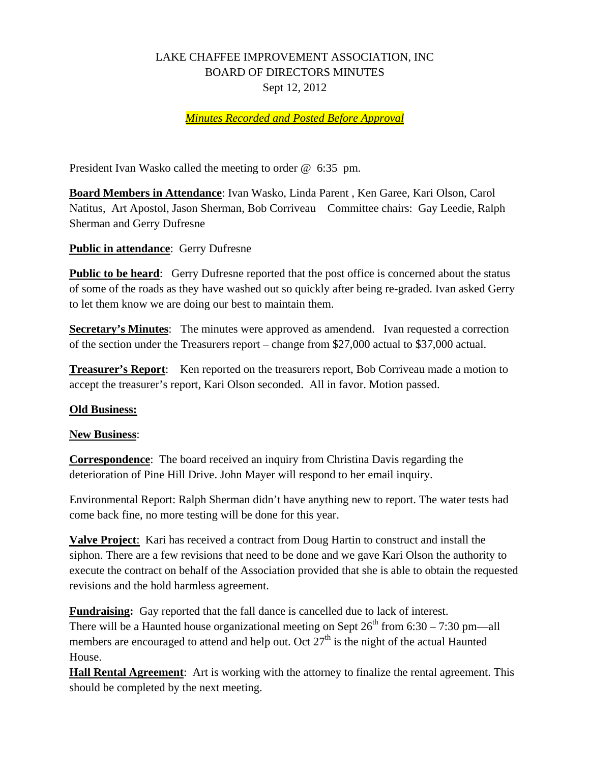LAKE CHAFFEE IMPROVEMENT ASSOCIATION, INC
BOARD OF DIRECTORS MINUTES
Sept 12, 2012

***Minutes Recorded and Posted Before Approval***

President Ivan Wasko called the meeting to order @ 6:35 pm.

**Board Members in Attendance**: Ivan Wasko, Linda Parent , Ken Garee, Kari Olson, Carol Natitus, Art Apostol, Jason Sherman, Bob Corriveau Committee chairs: Gay Leedie, Ralph Sherman and Gerry Dufresne

**Public in attendance**: Gerry Dufresne

**Public to be heard**: Gerry Dufresne reported that the post office is concerned about the status of some of the roads as they have washed out so quickly after being re-graded. Ivan asked Gerry to let them know we are doing our best to maintain them.

**Secretary's Minutes**: The minutes were approved as amendend. Ivan requested a correction of the section under the Treasurers report – change from $27,000 actual to $37,000 actual.

**Treasurer's Report**: Ken reported on the treasurers report, Bob Corriveau made a motion to accept the treasurer's report, Kari Olson seconded. All in favor. Motion passed.

**Old Business:**

**New Business**:

**Correspondence**: The board received an inquiry from Christina Davis regarding the deterioration of Pine Hill Drive. John Mayer will respond to her email inquiry.

Environmental Report: Ralph Sherman didn't have anything new to report. The water tests had come back fine, no more testing will be done for this year.

**Valve Project**: Kari has received a contract from Doug Hartin to construct and install the siphon. There are a few revisions that need to be done and we gave Kari Olson the authority to execute the contract on behalf of the Association provided that she is able to obtain the requested revisions and the hold harmless agreement.

**Fundraising:** Gay reported that the fall dance is cancelled due to lack of interest. There will be a Haunted house organizational meeting on Sept 26th from 6:30 – 7:30 pm—all members are encouraged to attend and help out. Oct 27th is the night of the actual Haunted House.

**Hall Rental Agreement**: Art is working with the attorney to finalize the rental agreement. This should be completed by the next meeting.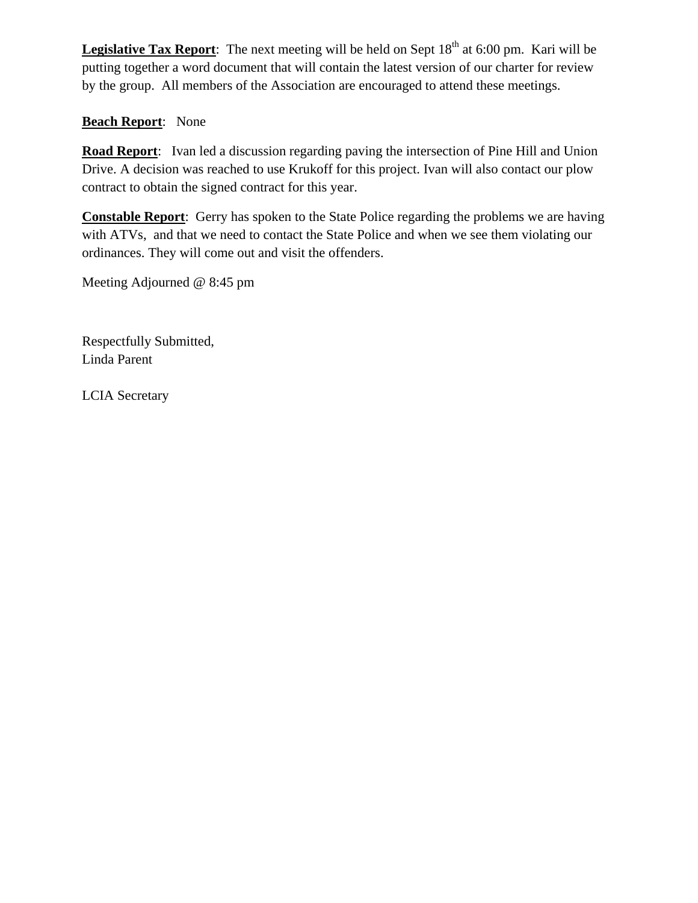**Legislative Tax Report**: The next meeting will be held on Sept 18th at 6:00 pm. Kari will be putting together a word document that will contain the latest version of our charter for review by the group. All members of the Association are encouraged to attend these meetings.

**Beach Report**: None

**Road Report**: Ivan led a discussion regarding paving the intersection of Pine Hill and Union Drive. A decision was reached to use Krukoff for this project. Ivan will also contact our plow contract to obtain the signed contract for this year.

**Constable Report**: Gerry has spoken to the State Police regarding the problems we are having with ATVs, and that we need to contact the State Police and when we see them violating our ordinances. They will come out and visit the offenders.

Meeting Adjourned @ 8:45 pm

Respectfully Submitted,
Linda Parent

LCIA Secretary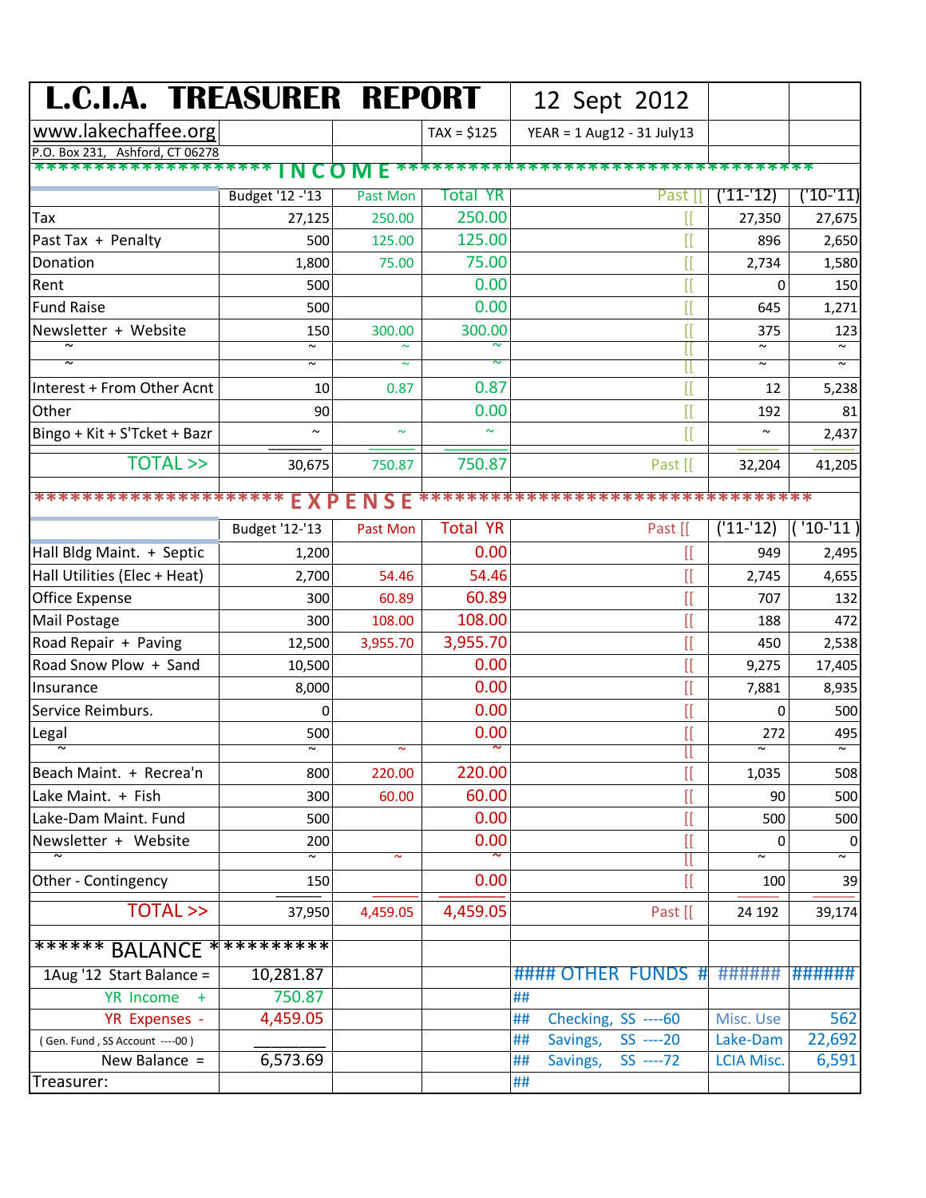# L.C.I.A. TREASURER REPORT

12 Sept 2012

www.lakechaffee.org

P.O. Box 231, Ashford, CT 06278

TAX = $125

YEAR = 1 Aug12 - 31 July13

## INCOME

| | Budget '12 -'13 | Past Mon | Total YR | Past [[ | ('11-'12) | ('10-'11) |
|---|---|---|---|---|---|---|
| Tax | 27,125 | 250.00 | 250.00 | [[ | 27,350 | 27,675 |
| Past Tax + Penalty | 500 | 125.00 | 125.00 | [[ | 896 | 2,650 |
| Donation | 1,800 | 75.00 | 75.00 | [[ | 2,734 | 1,580 |
| Rent | 500 | | 0.00 | [[ | 0 | 150 |
| Fund Raise | 500 | | 0.00 | [[ | 645 | 1,271 |
| Newsletter + Website | 150 | 300.00 | 300.00 | [[ | 375 | 123 |
| ~ | ~ | ~ | ~ | [[ | ~ | ~ |
| ~ | ~ | ~ | ~ | [[ | ~ | ~ |
| Interest + From Other Acnt | 10 | 0.87 | 0.87 | [[ | 12 | 5,238 |
| Other | 90 | | 0.00 | [[ | 192 | 81 |
| Bingo + Kit + S'Tcket + Bazr | ~ | ~ | ~ | [[ | ~ | 2,437 |
| TOTAL >> | 30,675 | 750.87 | 750.87 | Past [[ | 32,204 | 41,205 |

## EXPENSE

| | Budget '12-'13 | Past Mon | Total YR | Past [[ | ('11-'12) | ('10-'11 ) |
|---|---|---|---|---|---|---|
| Hall Bldg Maint. + Septic | 1,200 | | 0.00 | [[ | 949 | 2,495 |
| Hall Utilities (Elec + Heat) | 2,700 | 54.46 | 54.46 | [[ | 2,745 | 4,655 |
| Office Expense | 300 | 60.89 | 60.89 | [[ | 707 | 132 |
| Mail Postage | 300 | 108.00 | 108.00 | [[ | 188 | 472 |
| Road Repair + Paving | 12,500 | 3,955.70 | 3,955.70 | [[ | 450 | 2,538 |
| Road Snow Plow + Sand | 10,500 | | 0.00 | [[ | 9,275 | 17,405 |
| Insurance | 8,000 | | 0.00 | [[ | 7,881 | 8,935 |
| Service Reimburs. | 0 | | 0.00 | [[ | 0 | 500 |
| Legal | 500 | | 0.00 | [[ | 272 | 495 |
| ~ | ~ | ~ | ~ | [[ | ~ | ~ |
| Beach Maint. + Recrea'n | 800 | 220.00 | 220.00 | [[ | 1,035 | 508 |
| Lake Maint. + Fish | 300 | 60.00 | 60.00 | [[ | 90 | 500 |
| Lake-Dam Maint. Fund | 500 | | 0.00 | [[ | 500 | 500 |
| Newsletter + Website | 200 | | 0.00 | [[ | 0 | 0 |
| ~ | ~ | ~ | ~ | [[ | ~ | ~ |
| Other - Contingency | 150 | | 0.00 | [[ | 100 | 39 |
| TOTAL >> | 37,950 | 4,459.05 | 4,459.05 | Past [[ | 24 192 | 39,174 |

## BALANCE

| | |
|---|---|
| 1Aug '12 Start Balance = | 10,281.87 |
| YR Income + | 750.87 |
| YR Expenses - | 4,459.05 |
| ( Gen. Fund , SS Account ----00 ) | ________ |
| New Balance = | 6,573.69 |
| Treasurer: | |

## #### OTHER FUNDS # ####### ######

| | | |
|---|---|---|
| ## Checking, SS ----60 | Misc. Use | 562 |
| ## Savings, SS ----20 | Lake-Dam | 22,692 |
| ## Savings, SS ----72 | LCIA Misc. | 6,591 |